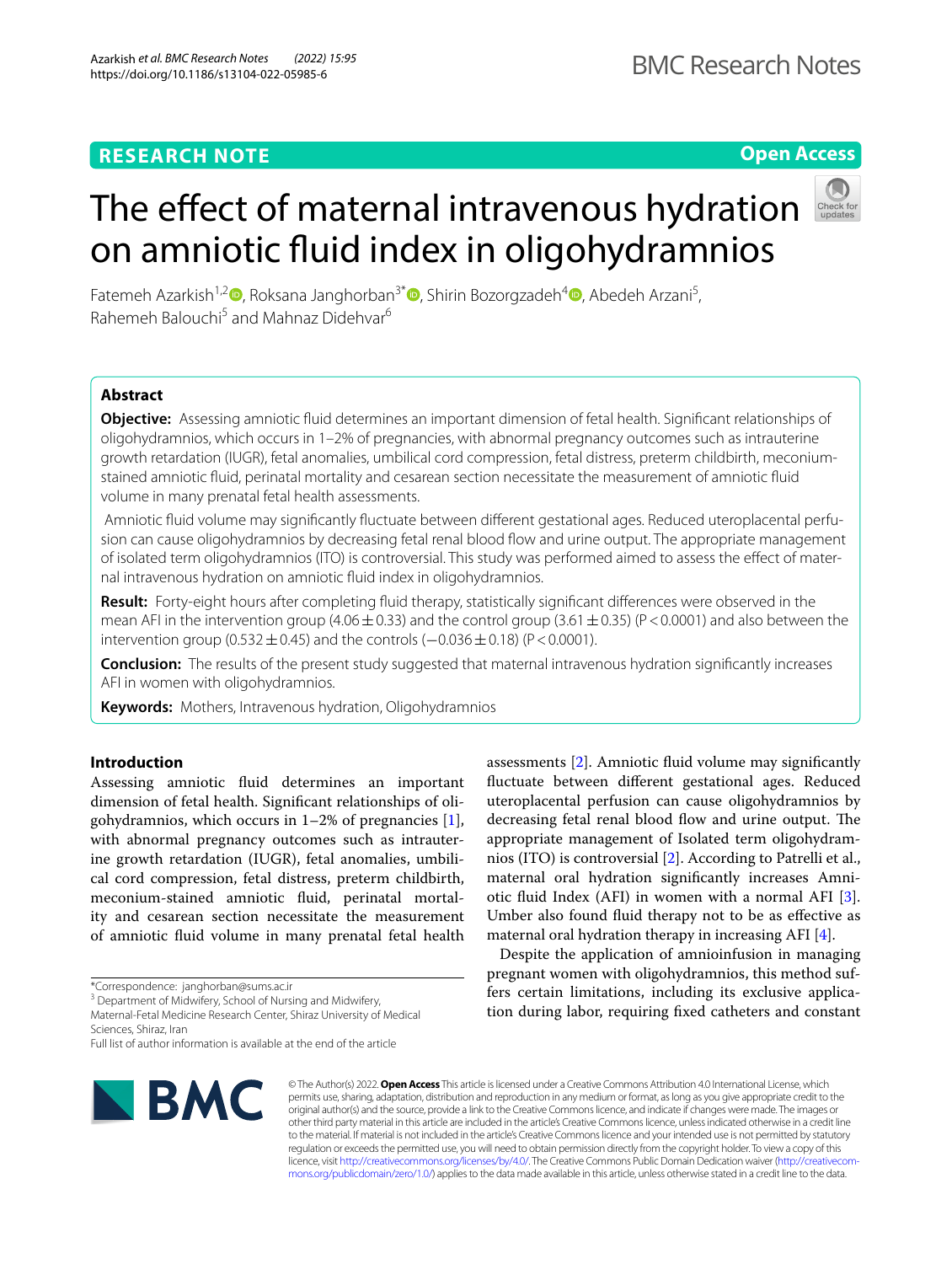RESEARCH NOTE

Open Access

# The effect of maternal intravenous hydration on amniotic fluid index in oligohydramnios

Fatemeh Azarkish[1,2], Roksana Janghorban[3*], Shirin Bozorgzadeh[4], Abedeh Arzani[5], Rahemeh Balouchi[5] and Mahnaz Didehvar[6]

## Abstract

**Objective:** Assessing amniotic fluid determines an important dimension of fetal health. Significant relationships of oligohydramnios, which occurs in 1–2% of pregnancies, with abnormal pregnancy outcomes such as intrauterine growth retardation (IUGR), fetal anomalies, umbilical cord compression, fetal distress, preterm childbirth, meconium-stained amniotic fluid, perinatal mortality and cesarean section necessitate the measurement of amniotic fluid volume in many prenatal fetal health assessments.

Amniotic fluid volume may significantly fluctuate between different gestational ages. Reduced uteroplacental perfusion can cause oligohydramnios by decreasing fetal renal blood flow and urine output. The appropriate management of isolated term oligohydramnios (ITO) is controversial. This study was performed aimed to assess the effect of maternal intravenous hydration on amniotic fluid index in oligohydramnios.

**Result:** Forty-eight hours after completing fluid therapy, statistically significant differences were observed in the mean AFI in the intervention group ($4.06 \pm 0.33$) and the control group ($3.61 \pm 0.35$) ($P < 0.0001$) and also between the intervention group ($0.532 \pm 0.45$) and the controls ($-0.036 \pm 0.18$) ($P < 0.0001$).

**Conclusion:** The results of the present study suggested that maternal intravenous hydration significantly increases AFI in women with oligohydramnios.

**Keywords:** Mothers, Intravenous hydration, Oligohydramnios

## Introduction

Assessing amniotic fluid determines an important dimension of fetal health. Significant relationships of oligohydramnios, which occurs in 1–2% of pregnancies [1], with abnormal pregnancy outcomes such as intrauterine growth retardation (IUGR), fetal anomalies, umbilical cord compression, fetal distress, preterm childbirth, meconium-stained amniotic fluid, perinatal mortality and cesarean section necessitate the measurement of amniotic fluid volume in many prenatal fetal health assessments [2]. Amniotic fluid volume may significantly fluctuate between different gestational ages. Reduced uteroplacental perfusion can cause oligohydramnios by decreasing fetal renal blood flow and urine output. The appropriate management of Isolated term oligohydramnios (ITO) is controversial [2]. According to Patrelli et al., maternal oral hydration significantly increases Amniotic fluid Index (AFI) in women with a normal AFI [3]. Umber also found fluid therapy not to be as effective as maternal oral hydration therapy in increasing AFI [4].

Despite the application of amnioinfusion in managing pregnant women with oligohydramnios, this method suffers certain limitations, including its exclusive application during labor, requiring fixed catheters and constant

*Correspondence: janghorban@sums.ac.ir
[3] Department of Midwifery, School of Nursing and Midwifery, Maternal-Fetal Medicine Research Center, Shiraz University of Medical Sciences, Shiraz, Iran
Full list of author information is available at the end of the article

© The Author(s) 2022. **Open Access** This article is licensed under a Creative Commons Attribution 4.0 International License, which permits use, sharing, adaptation, distribution and reproduction in any medium or format, as long as you give appropriate credit to the original author(s) and the source, provide a link to the Creative Commons licence, and indicate if changes were made. The images or other third party material in this article are included in the article's Creative Commons licence, unless indicated otherwise in a credit line to the material. If material is not included in the article's Creative Commons licence and your intended use is not permitted by statutory regulation or exceeds the permitted use, you will need to obtain permission directly from the copyright holder. To view a copy of this licence, visit http://creativecommons.org/licenses/by/4.0/. The Creative Commons Public Domain Dedication waiver (http://creativecommons.org/publicdomain/zero/1.0/) applies to the data made available in this article, unless otherwise stated in a credit line to the data.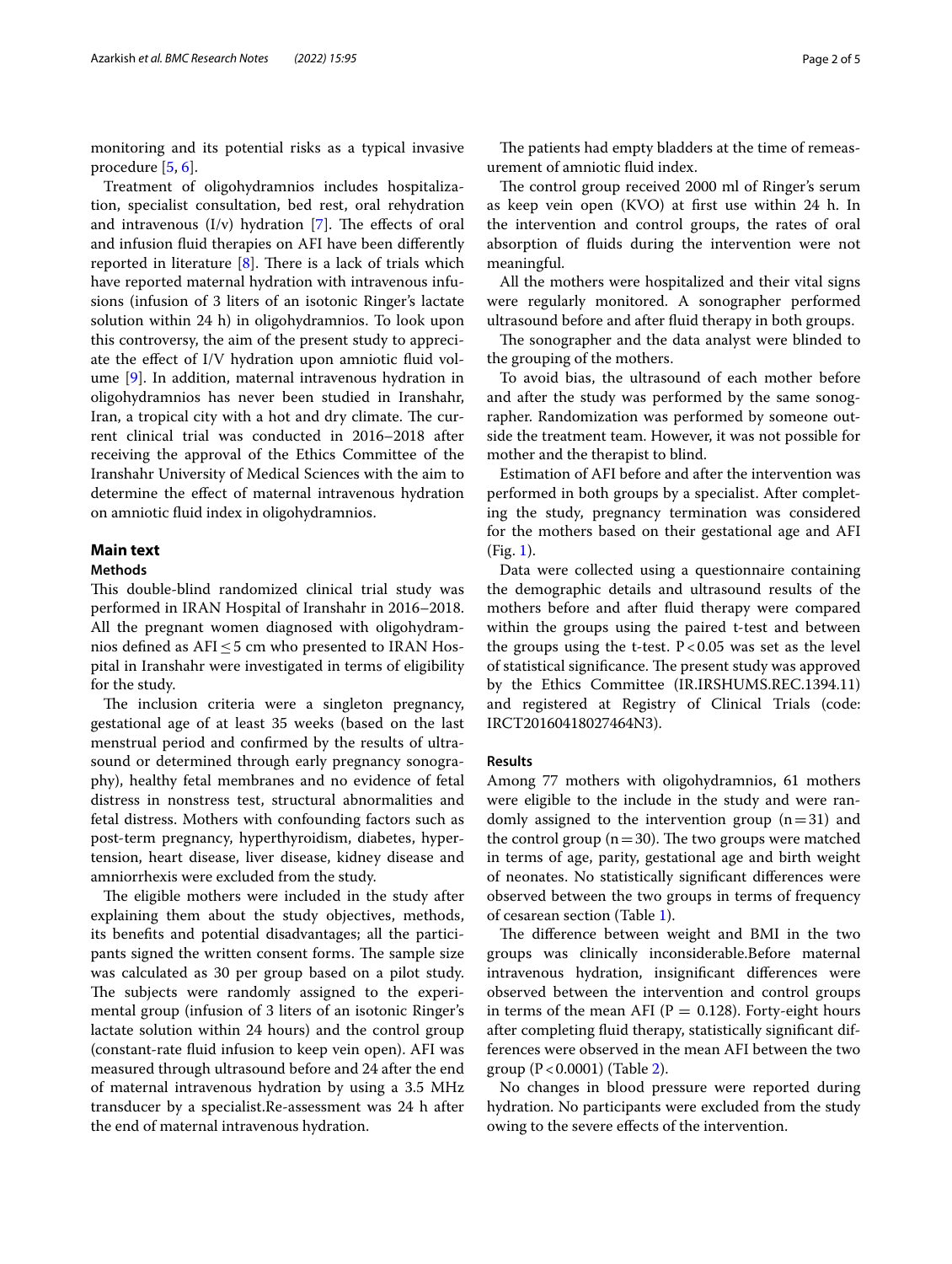monitoring and its potential risks as a typical invasive procedure [5, 6].

Treatment of oligohydramnios includes hospitalization, specialist consultation, bed rest, oral rehydration and intravenous (I/v) hydration [7]. The effects of oral and infusion fluid therapies on AFI have been differently reported in literature [8]. There is a lack of trials which have reported maternal hydration with intravenous infusions (infusion of 3 liters of an isotonic Ringer's lactate solution within 24 h) in oligohydramnios. To look upon this controversy, the aim of the present study to appreciate the effect of I/V hydration upon amniotic fluid volume [9]. In addition, maternal intravenous hydration in oligohydramnios has never been studied in Iranshahr, Iran, a tropical city with a hot and dry climate. The current clinical trial was conducted in 2016–2018 after receiving the approval of the Ethics Committee of the Iranshahr University of Medical Sciences with the aim to determine the effect of maternal intravenous hydration on amniotic fluid index in oligohydramnios.

## Main text

### Methods

This double-blind randomized clinical trial study was performed in IRAN Hospital of Iranshahr in 2016–2018. All the pregnant women diagnosed with oligohydramnios defined as AFI ≤ 5 cm who presented to IRAN Hospital in Iranshahr were investigated in terms of eligibility for the study.

The inclusion criteria were a singleton pregnancy, gestational age of at least 35 weeks (based on the last menstrual period and confirmed by the results of ultrasound or determined through early pregnancy sonography), healthy fetal membranes and no evidence of fetal distress in nonstress test, structural abnormalities and fetal distress. Mothers with confounding factors such as post-term pregnancy, hyperthyroidism, diabetes, hypertension, heart disease, liver disease, kidney disease and amniorrhexis were excluded from the study.

The eligible mothers were included in the study after explaining them about the study objectives, methods, its benefits and potential disadvantages; all the participants signed the written consent forms. The sample size was calculated as 30 per group based on a pilot study. The subjects were randomly assigned to the experimental group (infusion of 3 liters of an isotonic Ringer's lactate solution within 24 hours) and the control group (constant-rate fluid infusion to keep vein open). AFI was measured through ultrasound before and 24 after the end of maternal intravenous hydration by using a 3.5 MHz transducer by a specialist.Re-assessment was 24 h after the end of maternal intravenous hydration.

The patients had empty bladders at the time of remeasurement of amniotic fluid index.

The control group received 2000 ml of Ringer's serum as keep vein open (KVO) at first use within 24 h. In the intervention and control groups, the rates of oral absorption of fluids during the intervention were not meaningful.

All the mothers were hospitalized and their vital signs were regularly monitored. A sonographer performed ultrasound before and after fluid therapy in both groups.

The sonographer and the data analyst were blinded to the grouping of the mothers.

To avoid bias, the ultrasound of each mother before and after the study was performed by the same sonographer. Randomization was performed by someone outside the treatment team. However, it was not possible for mother and the therapist to blind.

Estimation of AFI before and after the intervention was performed in both groups by a specialist. After completing the study, pregnancy termination was considered for the mothers based on their gestational age and AFI (Fig. 1).

Data were collected using a questionnaire containing the demographic details and ultrasound results of the mothers before and after fluid therapy were compared within the groups using the paired t-test and between the groups using the t-test. $P < 0.05$ was set as the level of statistical significance. The present study was approved by the Ethics Committee (IR.IRSHUMS.REC.1394.11) and registered at Registry of Clinical Trials (code: IRCT20160418027464N3).

### Results

Among 77 mothers with oligohydramnios, 61 mothers were eligible to the include in the study and were randomly assigned to the intervention group ($n = 31$) and the control group ($n = 30$). The two groups were matched in terms of age, parity, gestational age and birth weight of neonates. No statistically significant differences were observed between the two groups in terms of frequency of cesarean section (Table 1).

The difference between weight and BMI in the two groups was clinically inconsiderable.Before maternal intravenous hydration, insignificant differences were observed between the intervention and control groups in terms of the mean AFI ($P = 0.128$). Forty-eight hours after completing fluid therapy, statistically significant differences were observed in the mean AFI between the two group ($P < 0.0001$) (Table 2).

No changes in blood pressure were reported during hydration. No participants were excluded from the study owing to the severe effects of the intervention.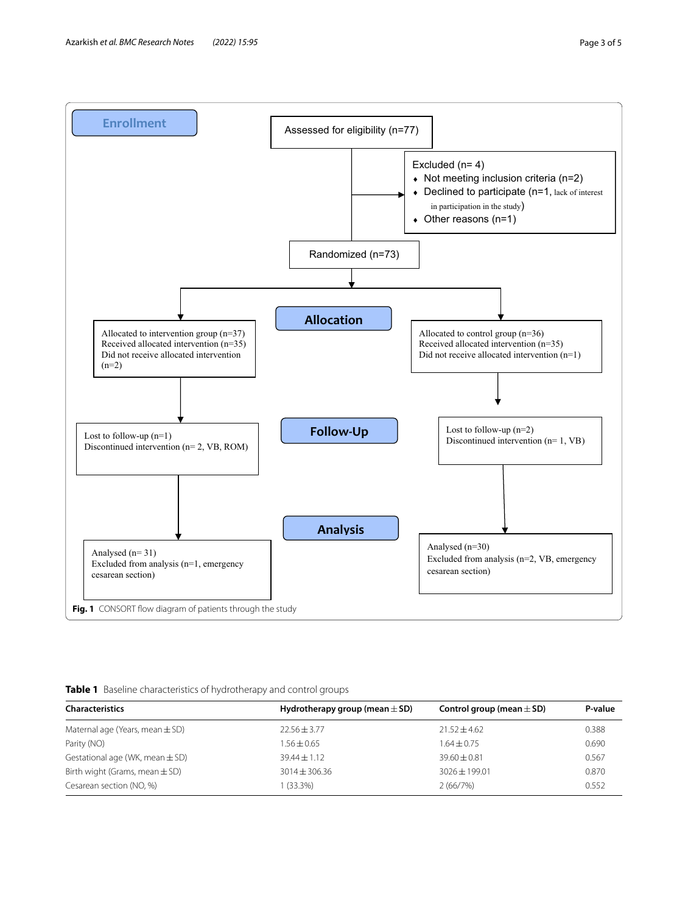Enrollment

Assessed for eligibility (n=77)

Excluded (n= 4)
- Not meeting inclusion criteria (n=2)
- Declined to participate (n=1, lack of interest in participation in the study)
- Other reasons (n=1)

Randomized (n=73)

Allocation

Allocated to intervention group (n=37)
Received allocated intervention (n=35)
Did not receive allocated intervention (n=2)

Allocated to control group (n=36)
Received allocated intervention (n=35)
Did not receive allocated intervention (n=1)

Follow-Up

Lost to follow-up (n=1)
Discontinued intervention (n= 2, VB, ROM)

Lost to follow-up (n=2)
Discontinued intervention (n= 1, VB)

Analysis

Analysed (n= 31)
Excluded from analysis (n=1, emergency cesarean section)

Analysed (n=30)
Excluded from analysis (n=2, VB, emergency cesarean section)

**Fig. 1** CONSORT flow diagram of patients through the study

**Table 1** Baseline characteristics of hydrotherapy and control groups

| Characteristics | Hydrotherapy group (mean ± SD) | Control group (mean ± SD) | P-value |
|---|---|---|---|
| Maternal age (Years, mean ± SD) | 22.56 ± 3.77 | 21.52 ± 4.62 | 0.388 |
| Parity (NO) | 1.56 ± 0.65 | 1.64 ± 0.75 | 0.690 |
| Gestational age (WK, mean ± SD) | 39.44 ± 1.12 | 39.60 ± 0.81 | 0.567 |
| Birth wight (Grams, mean ± SD) | 3014 ± 306.36 | 3026 ± 199.01 | 0.870 |
| Cesarean section (NO, %) | 1 (33.3%) | 2 (66/7%) | 0.552 |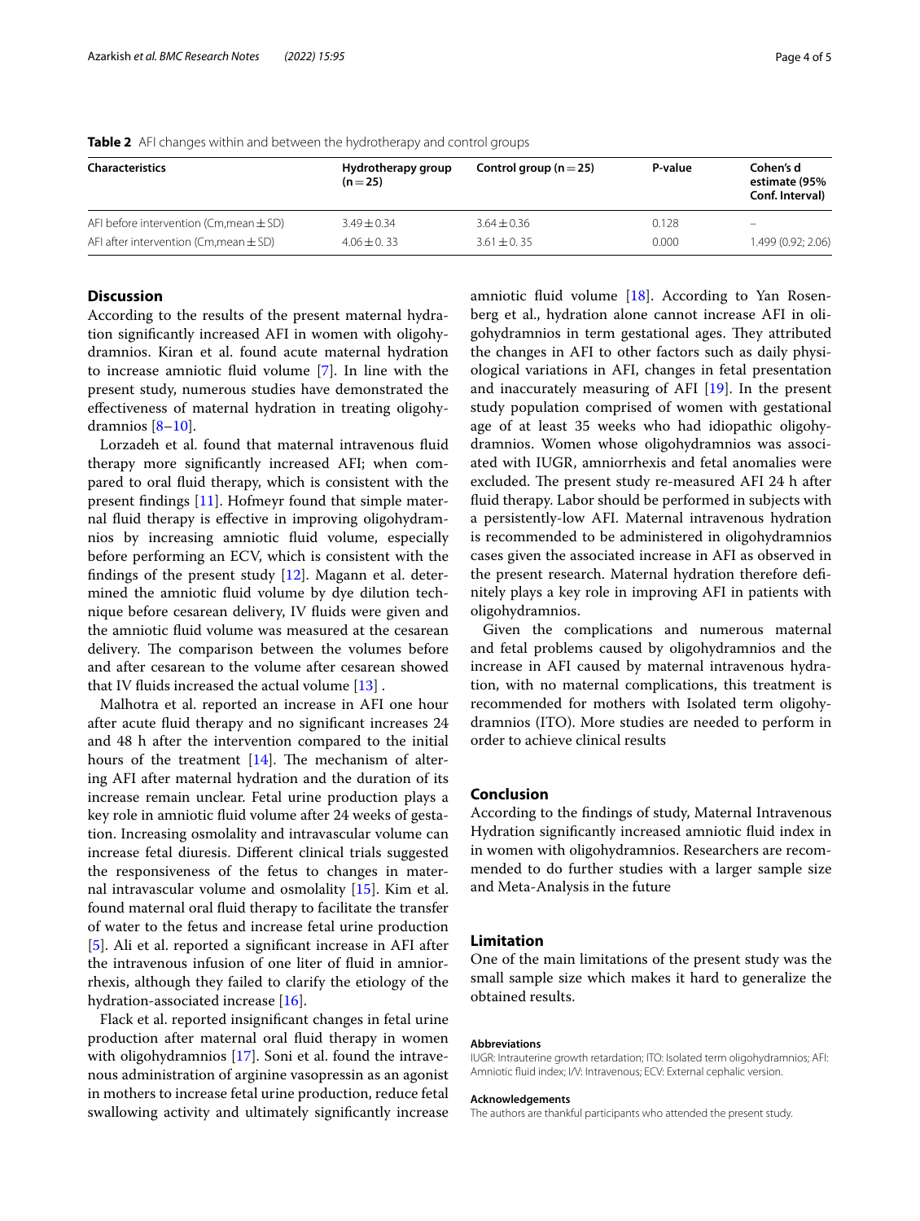**Table 2** AFI changes within and between the hydrotherapy and control groups

| Characteristics | Hydrotherapy group (n = 25) | Control group (n = 25) | P-value | Cohen's d estimate (95% Conf. Interval) |
|---|---|---|---|---|
| AFI before intervention (Cm,mean ± SD) | 3.49 ± 0.34 | 3.64 ± 0.36 | 0.128 | – |
| AFI after intervention (Cm,mean ± SD) | 4.06 ± 0. 33 | 3.61 ± 0. 35 | 0.000 | 1.499 (0.92; 2.06) |

## Discussion

According to the results of the present maternal hydration significantly increased AFI in women with oligohydramnios. Kiran et al. found acute maternal hydration to increase amniotic fluid volume [7]. In line with the present study, numerous studies have demonstrated the effectiveness of maternal hydration in treating oligohydramnios [8–10].

Lorzadeh et al. found that maternal intravenous fluid therapy more significantly increased AFI; when compared to oral fluid therapy, which is consistent with the present findings [11]. Hofmeyr found that simple maternal fluid therapy is effective in improving oligohydramnios by increasing amniotic fluid volume, especially before performing an ECV, which is consistent with the findings of the present study [12]. Magann et al. determined the amniotic fluid volume by dye dilution technique before cesarean delivery, IV fluids were given and the amniotic fluid volume was measured at the cesarean delivery. The comparison between the volumes before and after cesarean to the volume after cesarean showed that IV fluids increased the actual volume [13] .

Malhotra et al. reported an increase in AFI one hour after acute fluid therapy and no significant increases 24 and 48 h after the intervention compared to the initial hours of the treatment [14]. The mechanism of altering AFI after maternal hydration and the duration of its increase remain unclear. Fetal urine production plays a key role in amniotic fluid volume after 24 weeks of gestation. Increasing osmolality and intravascular volume can increase fetal diuresis. Different clinical trials suggested the responsiveness of the fetus to changes in maternal intravascular volume and osmolality [15]. Kim et al. found maternal oral fluid therapy to facilitate the transfer of water to the fetus and increase fetal urine production [5]. Ali et al. reported a significant increase in AFI after the intravenous infusion of one liter of fluid in amniorrhexis, although they failed to clarify the etiology of the hydration-associated increase [16].

Flack et al. reported insignificant changes in fetal urine production after maternal oral fluid therapy in women with oligohydramnios [17]. Soni et al. found the intravenous administration of arginine vasopressin as an agonist in mothers to increase fetal urine production, reduce fetal swallowing activity and ultimately significantly increase amniotic fluid volume [18]. According to Yan Rosenberg et al., hydration alone cannot increase AFI in oligohydramnios in term gestational ages. They attributed the changes in AFI to other factors such as daily physiological variations in AFI, changes in fetal presentation and inaccurately measuring of AFI [19]. In the present study population comprised of women with gestational age of at least 35 weeks who had idiopathic oligohydramnios. Women whose oligohydramnios was associated with IUGR, amniorrhexis and fetal anomalies were excluded. The present study re-measured AFI 24 h after fluid therapy. Labor should be performed in subjects with a persistently-low AFI. Maternal intravenous hydration is recommended to be administered in oligohydramnios cases given the associated increase in AFI as observed in the present research. Maternal hydration therefore definitely plays a key role in improving AFI in patients with oligohydramnios.

Given the complications and numerous maternal and fetal problems caused by oligohydramnios and the increase in AFI caused by maternal intravenous hydration, with no maternal complications, this treatment is recommended for mothers with Isolated term oligohydramnios (ITO). More studies are needed to perform in order to achieve clinical results

## Conclusion

According to the findings of study, Maternal Intravenous Hydration significantly increased amniotic fluid index in in women with oligohydramnios. Researchers are recommended to do further studies with a larger sample size and Meta-Analysis in the future

## Limitation

One of the main limitations of the present study was the small sample size which makes it hard to generalize the obtained results.

### Abbreviations

IUGR: Intrauterine growth retardation; ITO: Isolated term oligohydramnios; AFI: Amniotic fluid index; I/V: Intravenous; ECV: External cephalic version.

### Acknowledgements

The authors are thankful participants who attended the present study.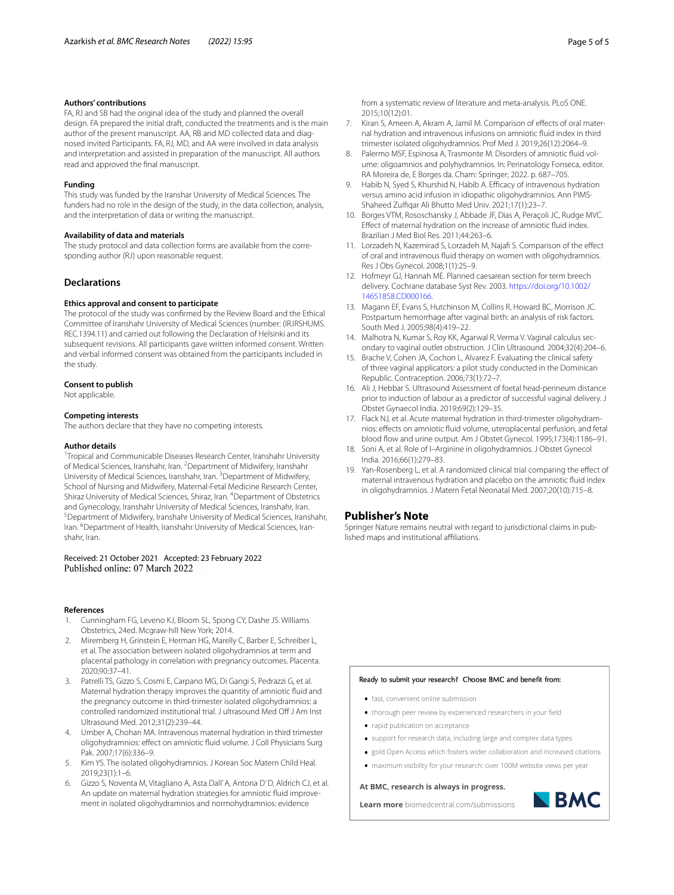**Authors' contributions**

FA, RJ and SB had the original idea of the study and planned the overall design. FA prepared the initial draft, conducted the treatments and is the main author of the present manuscript. AA, RB and MD collected data and diagnosed invited Participants. FA, RJ, MD, and AA were involved in data analysis and interpretation and assisted in preparation of the manuscript. All authors read and approved the final manuscript.

**Funding**

This study was funded by the Iranshar University of Medical Sciences. The funders had no role in the design of the study, in the data collection, analysis, and the interpretation of data or writing the manuscript.

**Availability of data and materials**

The study protocol and data collection forms are available from the corresponding author (RJ) upon reasonable request.

## Declarations

**Ethics approval and consent to participate**

The protocol of the study was confirmed by the Review Board and the Ethical Committee of Iranshahr University of Medical Sciences (number: (IR.IRSHUMS.REC.1394.11) and carried out following the Declaration of Helsinki and its subsequent revisions. All participants gave written informed consent. Written and verbal informed consent was obtained from the participants included in the study.

**Consent to publish**

Not applicable.

**Competing interests**

The authors declare that they have no competing interests.

**Author details**

[1]Tropical and Communicable Diseases Research Center, Iranshahr University of Medical Sciences, Iranshahr, Iran. [2]Department of Midwifery, Iranshahr University of Medical Sciences, Iranshahr, Iran. [3]Department of Midwifery, School of Nursing and Midwifery, Maternal-Fetal Medicine Research Center, Shiraz University of Medical Sciences, Shiraz, Iran. [4]Department of Obstetrics and Gynecology, Iranshahr University of Medical Sciences, Iranshahr, Iran. [5]Department of Midwifery, Iranshahr University of Medical Sciences, Iranshahr, Iran. [6]Department of Health, Iranshahr University of Medical Sciences, Iranshahr, Iran.

Received: 21 October 2021 Accepted: 23 February 2022
Published online: 07 March 2022

**References**

1. Cunningham FG, Leveno KJ, Bloom SL, Spong CY, Dashe JS. Williams Obstetrics, 24ed. Mcgraw-hill New York; 2014.
2. Miremberg H, Grinstein E, Herman HG, Marelly C, Barber E, Schreiber L, et al. The association between isolated oligohydramnios at term and placental pathology in correlation with pregnancy outcomes. Placenta. 2020;90:37–41.
3. Patrelli TS, Gizzo S, Cosmi E, Carpano MG, Di Gangi S, Pedrazzi G, et al. Maternal hydration therapy improves the quantity of amniotic fluid and the pregnancy outcome in third-trimester isolated oligohydramnios: a controlled randomized institutional trial. J ultrasound Med Off J Am Inst Ultrasound Med. 2012;31(2):239–44.
4. Umber A, Chohan MA. Intravenous maternal hydration in third trimester oligohydramnios: effect on amniotic fluid volume. J Coll Physicians Surg Pak. 2007;17(6):336–9.
5. Kim YS. The isolated oligohydramnios. J Korean Soc Matern Child Heal. 2019;23(1):1–6.
6. Gizzo S, Noventa M, Vitagliano A, Asta Dall' A, Antona D' D, Aldrich CJ, et al. An update on maternal hydration strategies for amniotic fluid improvement in isolated oligohydramnios and normohydramnios: evidence from a systematic review of literature and meta-analysis. PLoS ONE. 2015;10(12):01.
7. Kiran S, Ameen A, Akram A, Jamil M. Comparison of effects of oral maternal hydration and intravenous infusions on amniotic fluid index in third trimester isolated oligohydramnios. Prof Med J. 2019;26(12):2064–9.
8. Palermo MSF, Espinosa A, Trasmonte M. Disorders of amniotic fluid volume: oligoamnios and polyhydramnios. In: Perinatology Fonseca, editor. RA Moreira de, E Borges da. Cham: Springer; 2022. p. 687–705.
9. Habib N, Syed S, Khurshid N, Habib A. Efficacy of intravenous hydration versus amino acid infusion in idiopathic oligohydramnios. Ann PIMS-Shaheed Zulfiqar Ali Bhutto Med Univ. 2021;17(1):23–7.
10. Borges VTM, Rososchansky J, Abbade JF, Dias A, Peraçoli JC, Rudge MVC. Effect of maternal hydration on the increase of amniotic fluid index. Brazilian J Med Biol Res. 2011;44:263–6.
11. Lorzadeh N, Kazemirad S, Lorzadeh M, Najafi S. Comparison of the effect of oral and intravenous fluid therapy on women with oligohydramnios. Res J Obs Gynecol. 2008;1(1):25–9.
12. Hofmeyr GJ, Hannah ME. Planned caesarean section for term breech delivery. Cochrane database Syst Rev. 2003. https://doi.org/10.1002/14651858.CD000166.
13. Magann EF, Evans S, Hutchinson M, Collins R, Howard BC, Morrison JC. Postpartum hemorrhage after vaginal birth: an analysis of risk factors. South Med J. 2005;98(4):419–22.
14. Malhotra N, Kumar S, Roy KK, Agarwal R, Verma V. Vaginal calculus secondary to vaginal outlet obstruction. J Clin Ultrasound. 2004;32(4):204–6.
15. Brache V, Cohen JA, Cochon L, Alvarez F. Evaluating the clinical safety of three vaginal applicators: a pilot study conducted in the Dominican Republic. Contraception. 2006;73(1):72–7.
16. Ali J, Hebbar S. Ultrasound Assessment of foetal head-perineum distance prior to induction of labour as a predictor of successful vaginal delivery. J Obstet Gynaecol India. 2019;69(2):129–35.
17. Flack NJ, et al. Acute maternal hydration in third-trimester oligohydramnios: effects on amniotic fluid volume, uteroplacental perfusion, and fetal blood flow and urine output. Am J Obstet Gynecol. 1995;173(4):1186–91.
18. Soni A, et al. Role of l–Arginine in oligohydramnios. J Obstet Gynecol India. 2016;66(1):279–83.
19. Yan-Rosenberg L, et al. A randomized clinical trial comparing the effect of maternal intravenous hydration and placebo on the amniotic fluid index in oligohydramnios. J Matern Fetal Neonatal Med. 2007;20(10):715–8.

## Publisher's Note

Springer Nature remains neutral with regard to jurisdictional claims in published maps and institutional affiliations.

Ready to submit your research? Choose BMC and benefit from:

- fast, convenient online submission
- thorough peer review by experienced researchers in your field
- rapid publication on acceptance
- support for research data, including large and complex data types
- gold Open Access which fosters wider collaboration and increased citations
- maximum visibility for your research: over 100M website views per year

**At BMC, research is always in progress.**

**Learn more** biomedcentral.com/submissions